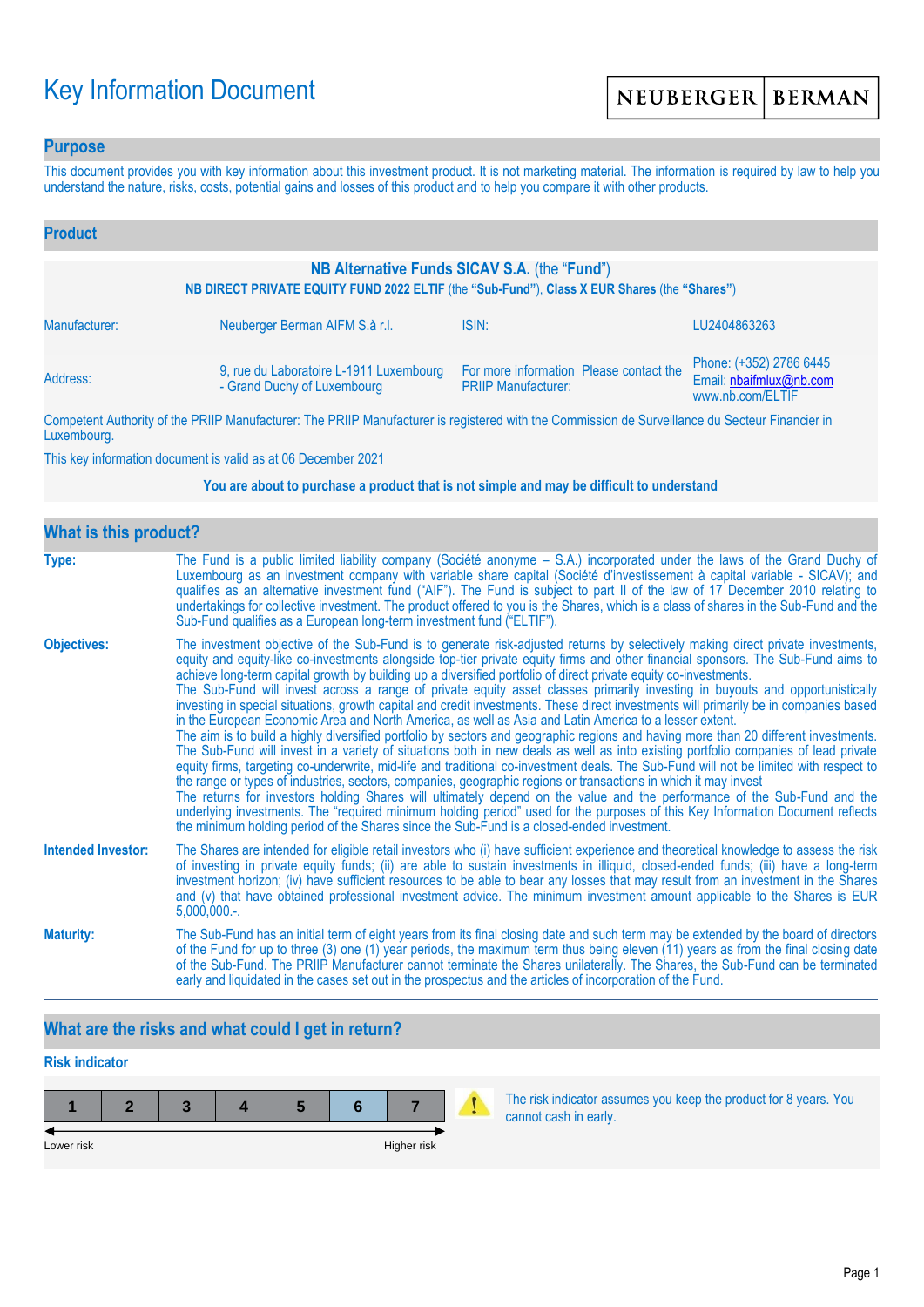# Key Information Document

NEUBERGER | BERMAN

## Purpose

This document provides you with key information about this investment product. It is not marketing material. The information is required by law to help you understand the nature, risks, costs, potential gains and losses of this product and to help you compare it with other products.

## Product

**NB Alternative Funds SICAV S.A.** (the "**Fund**")

**NB DIRECT PRIVATE EQUITY FUND 2022 ELTIF** (the **"Sub-Fund"**), **Class X EUR Shares** (the **"Shares"**)

| | | | |
|---|---|---|---|
| Manufacturer: | Neuberger Berman AIFM S.à r.l. | ISIN: | LU2404863263 |
| Address: | 9, rue du Laboratoire L-1911 Luxembourg - Grand Duchy of Luxembourg | For more information Please contact the PRIIP Manufacturer: | Phone: (+352) 2786 6445<br>Email: nbaifmlux@nb.com<br>www.nb.com/ELTIF |

Competent Authority of the PRIIP Manufacturer: The PRIIP Manufacturer is registered with the Commission de Surveillance du Secteur Financier in Luxembourg.

This key information document is valid as at 06 December 2021

**You are about to purchase a product that is not simple and may be difficult to understand**

## What is this product?

**Type:** The Fund is a public limited liability company (Société anonyme – S.A.) incorporated under the laws of the Grand Duchy of Luxembourg as an investment company with variable share capital (Société d'investissement à capital variable - SICAV); and qualifies as an alternative investment fund ("AIF"). The Fund is subject to part II of the law of 17 December 2010 relating to undertakings for collective investment. The product offered to you is the Shares, which is a class of shares in the Sub-Fund and the Sub-Fund qualifies as a European long-term investment fund ("ELTIF").

**Objectives:** The investment objective of the Sub-Fund is to generate risk-adjusted returns by selectively making direct private investments, equity and equity-like co-investments alongside top-tier private equity firms and other financial sponsors. The Sub-Fund aims to achieve long-term capital growth by building up a diversified portfolio of direct private equity co-investments.
The Sub-Fund will invest across a range of private equity asset classes primarily investing in buyouts and opportunistically investing in special situations, growth capital and credit investments. These direct investments will primarily be in companies based in the European Economic Area and North America, as well as Asia and Latin America to a lesser extent.
The aim is to build a highly diversified portfolio by sectors and geographic regions and having more than 20 different investments. The Sub-Fund will invest in a variety of situations both in new deals as well as into existing portfolio companies of lead private equity firms, targeting co-underwrite, mid-life and traditional co-investment deals. The Sub-Fund will not be limited with respect to the range or types of industries, sectors, companies, geographic regions or transactions in which it may invest
The returns for investors holding Shares will ultimately depend on the value and the performance of the Sub-Fund and the underlying investments. The "required minimum holding period" used for the purposes of this Key Information Document reflects the minimum holding period of the Shares since the Sub-Fund is a closed-ended investment.

**Intended Investor:** The Shares are intended for eligible retail investors who (i) have sufficient experience and theoretical knowledge to assess the risk of investing in private equity funds; (ii) are able to sustain investments in illiquid, closed-ended funds; (iii) have a long-term investment horizon; (iv) have sufficient resources to be able to bear any losses that may result from an investment in the Shares and (v) that have obtained professional investment advice. The minimum investment amount applicable to the Shares is EUR 5,000,000.-.

**Maturity:** The Sub-Fund has an initial term of eight years from its final closing date and such term may be extended by the board of directors of the Fund for up to three (3) one (1) year periods, the maximum term thus being eleven (11) years as from the final closing date of the Sub-Fund. The PRIIP Manufacturer cannot terminate the Shares unilaterally. The Shares, the Sub-Fund can be terminated early and liquidated in the cases set out in the prospectus and the articles of incorporation of the Fund.

## What are the risks and what could I get in return?

### Risk indicator

| 1 | 2 | 3 | 4 | 5 | **6** | 7 |
|---|---|---|---|---|---|---|

Lower risk ← → Higher risk

⚠ The risk indicator assumes you keep the product for 8 years. You cannot cash in early.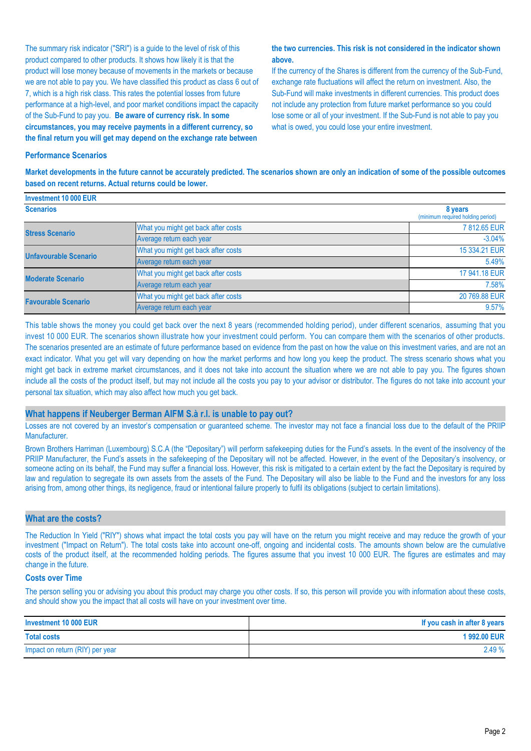The summary risk indicator ("SRI") is a guide to the level of risk of this product compared to other products. It shows how likely it is that the product will lose money because of movements in the markets or because we are not able to pay you. We have classified this product as class 6 out of 7, which is a high risk class. This rates the potential losses from future performance at a high-level, and poor market conditions impact the capacity of the Sub-Fund to pay you. **Be aware of currency risk. In some circumstances, you may receive payments in a different currency, so the final return you will get may depend on the exchange rate between the two currencies. This risk is not considered in the indicator shown above.**

If the currency of the Shares is different from the currency of the Sub-Fund, exchange rate fluctuations will affect the return on investment. Also, the Sub-Fund will make investments in different currencies. This product does not include any protection from future market performance so you could lose some or all of your investment. If the Sub-Fund is not able to pay you what is owed, you could lose your entire investment.

### Performance Scenarios

**Market developments in the future cannot be accurately predicted. The scenarios shown are only an indication of some of the possible outcomes based on recent returns. Actual returns could be lower.**

| **Investment 10 000 EUR** | | |
|---|---|---|
| **Scenarios** | | **8 years** (minimum required holding period) |
| **Stress Scenario** | What you might get back after costs | 7 812.65 EUR |
| | Average return each year | -3.04% |
| **Unfavourable Scenario** | What you might get back after costs | 15 334.21 EUR |
| | Average return each year | 5.49% |
| **Moderate Scenario** | What you might get back after costs | 17 941.18 EUR |
| | Average return each year | 7.58% |
| **Favourable Scenario** | What you might get back after costs | 20 769.88 EUR |
| | Average return each year | 9.57% |

This table shows the money you could get back over the next 8 years (recommended holding period), under different scenarios, assuming that you invest 10 000 EUR. The scenarios shown illustrate how your investment could perform. You can compare them with the scenarios of other products. The scenarios presented are an estimate of future performance based on evidence from the past on how the value on this investment varies, and are not an exact indicator. What you get will vary depending on how the market performs and how long you keep the product. The stress scenario shows what you might get back in extreme market circumstances, and it does not take into account the situation where we are not able to pay you. The figures shown include all the costs of the product itself, but may not include all the costs you pay to your advisor or distributor. The figures do not take into account your personal tax situation, which may also affect how much you get back.

## What happens if Neuberger Berman AIFM S.à r.l. is unable to pay out?

Losses are not covered by an investor's compensation or guaranteed scheme. The investor may not face a financial loss due to the default of the PRIIP Manufacturer.

Brown Brothers Harriman (Luxembourg) S.C.A (the "Depositary") will perform safekeeping duties for the Fund's assets. In the event of the insolvency of the PRIIP Manufacturer, the Fund's assets in the safekeeping of the Depositary will not be affected. However, in the event of the Depositary's insolvency, or someone acting on its behalf, the Fund may suffer a financial loss. However, this risk is mitigated to a certain extent by the fact the Depositary is required by law and regulation to segregate its own assets from the assets of the Fund. The Depositary will also be liable to the Fund and the investors for any loss arising from, among other things, its negligence, fraud or intentional failure properly to fulfil its obligations (subject to certain limitations).

## What are the costs?

The Reduction In Yield ("RIY") shows what impact the total costs you pay will have on the return you might receive and may reduce the growth of your investment ("Impact on Return"). The total costs take into account one-off, ongoing and incidental costs. The amounts shown below are the cumulative costs of the product itself, at the recommended holding periods. The figures assume that you invest 10 000 EUR. The figures are estimates and may change in the future.

### Costs over Time

The person selling you or advising you about this product may charge you other costs. If so, this person will provide you with information about these costs, and should show you the impact that all costs will have on your investment over time.

| **Investment 10 000 EUR** | **If you cash in after 8 years** |
|---|---|
| **Total costs** | **1 992.00 EUR** |
| Impact on return (RIY) per year | 2.49 % |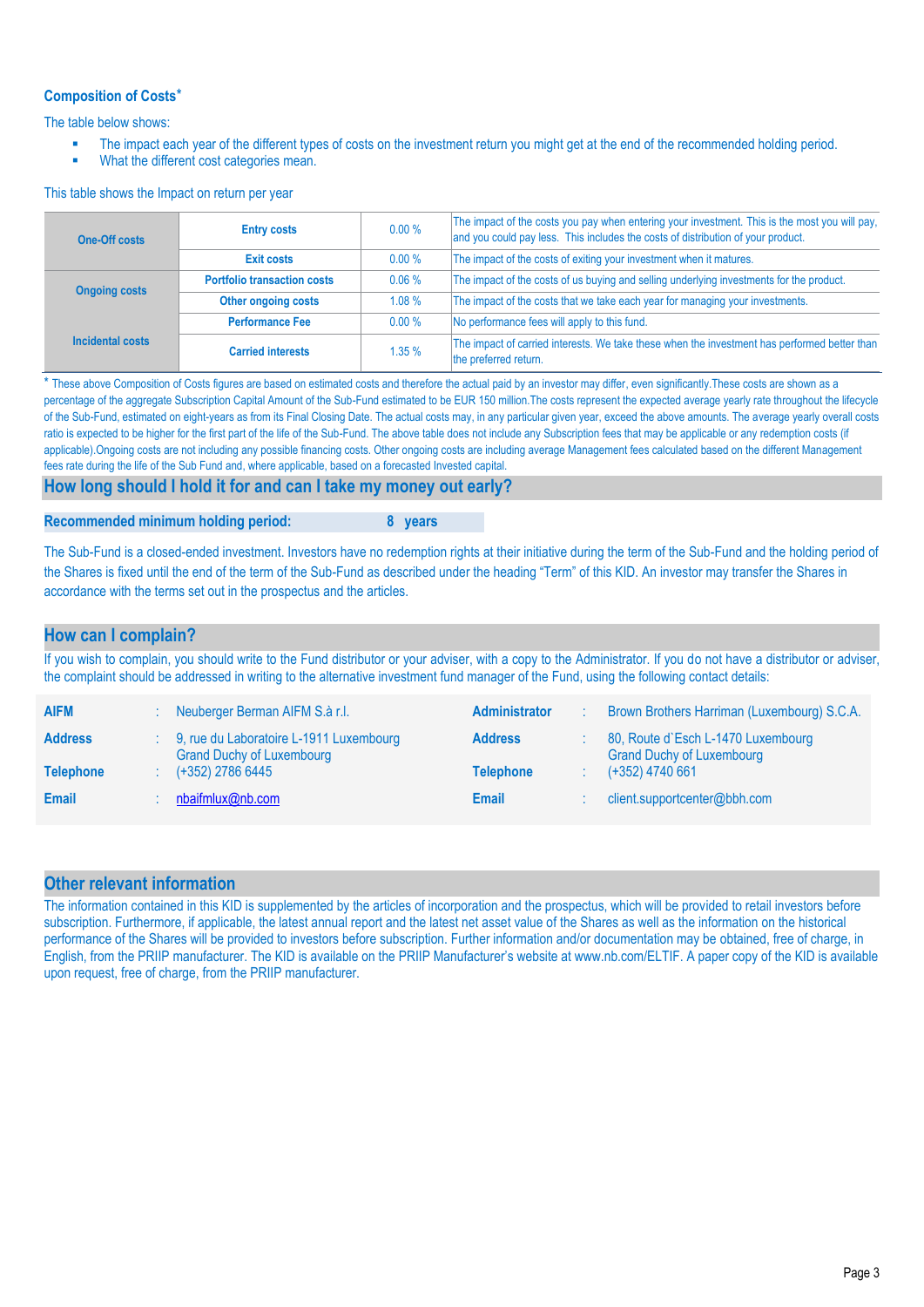### Composition of Costs*

The table below shows:

- The impact each year of the different types of costs on the investment return you might get at the end of the recommended holding period.
- What the different cost categories mean.

This table shows the Impact on return per year

| | | | |
|---|---|---|---|
| **One-Off costs** | **Entry costs** | 0.00 % | The impact of the costs you pay when entering your investment. This is the most you will pay, and you could pay less. This includes the costs of distribution of your product. |
| | **Exit costs** | 0.00 % | The impact of the costs of exiting your investment when it matures. |
| **Ongoing costs** | **Portfolio transaction costs** | 0.06 % | The impact of the costs of us buying and selling underlying investments for the product. |
| | **Other ongoing costs** | 1.08 % | The impact of the costs that we take each year for managing your investments. |
| **Incidental costs** | **Performance Fee** | 0.00 % | No performance fees will apply to this fund. |
| | **Carried interests** | 1.35 % | The impact of carried interests. We take these when the investment has performed better than the preferred return. |

* These above Composition of Costs figures are based on estimated costs and therefore the actual paid by an investor may differ, even significantly.These costs are shown as a percentage of the aggregate Subscription Capital Amount of the Sub-Fund estimated to be EUR 150 million.The costs represent the expected average yearly rate throughout the lifecycle of the Sub-Fund, estimated on eight-years as from its Final Closing Date. The actual costs may, in any particular given year, exceed the above amounts. The average yearly overall costs ratio is expected to be higher for the first part of the life of the Sub-Fund. The above table does not include any Subscription fees that may be applicable or any redemption costs (if applicable).Ongoing costs are not including any possible financing costs. Other ongoing costs are including average Management fees calculated based on the different Management fees rate during the life of the Sub Fund and, where applicable, based on a forecasted Invested capital.

## How long should I hold it for and can I take my money out early?

**Recommended minimum holding period: 8 years**

The Sub-Fund is a closed-ended investment. Investors have no redemption rights at their initiative during the term of the Sub-Fund and the holding period of the Shares is fixed until the end of the term of the Sub-Fund as described under the heading "Term" of this KID. An investor may transfer the Shares in accordance with the terms set out in the prospectus and the articles.

## How can I complain?

If you wish to complain, you should write to the Fund distributor or your adviser, with a copy to the Administrator. If you do not have a distributor or adviser, the complaint should be addressed in writing to the alternative investment fund manager of the Fund, using the following contact details:

| | | | | | |
|---|---|---|---|---|---|
| **AIFM** | : | Neuberger Berman AIFM S.à r.l. | **Administrator** | : | Brown Brothers Harriman (Luxembourg) S.C.A. |
| **Address** | : | 9, rue du Laboratoire L-1911 Luxembourg Grand Duchy of Luxembourg | **Address** | : | 80, Route d`Esch L-1470 Luxembourg Grand Duchy of Luxembourg |
| **Telephone** | : | (+352) 2786 6445 | **Telephone** | : | (+352) 4740 661 |
| **Email** | : | nbaifmlux@nb.com | **Email** | : | client.supportcenter@bbh.com |

## Other relevant information

The information contained in this KID is supplemented by the articles of incorporation and the prospectus, which will be provided to retail investors before subscription. Furthermore, if applicable, the latest annual report and the latest net asset value of the Shares as well as the information on the historical performance of the Shares will be provided to investors before subscription. Further information and/or documentation may be obtained, free of charge, in English, from the PRIIP manufacturer. The KID is available on the PRIIP Manufacturer's website at www.nb.com/ELTIF. A paper copy of the KID is available upon request, free of charge, from the PRIIP manufacturer.